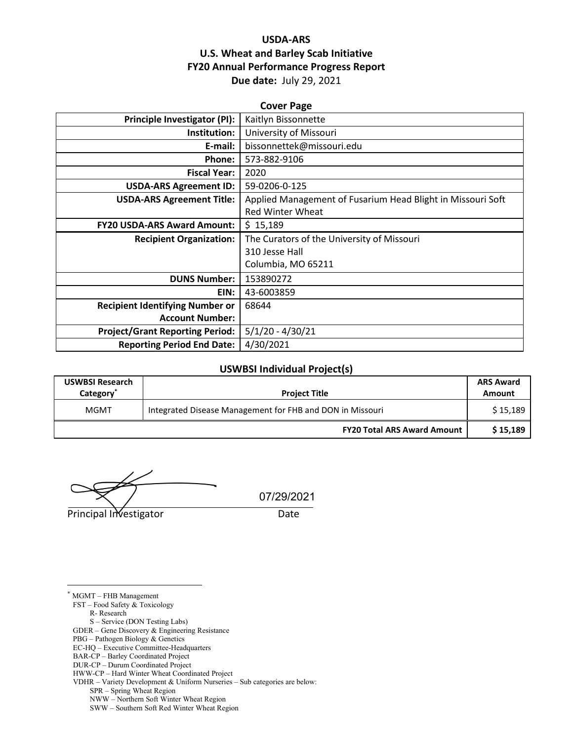**USDA-ARS**
**U.S. Wheat and Barley Scab Initiative**
**FY20 Annual Performance Progress Report**
**Due date:** July 29, 2021

**Cover Page**

| | |
|---|---|
| **Principle Investigator (PI):** | Kaitlyn Bissonnette |
| **Institution:** | University of Missouri |
| **E-mail:** | bissonnettek@missouri.edu |
| **Phone:** | 573-882-9106 |
| **Fiscal Year:** | 2020 |
| **USDA-ARS Agreement ID:** | 59-0206-0-125 |
| **USDA-ARS Agreement Title:** | Applied Management of Fusarium Head Blight in Missouri Soft Red Winter Wheat |
| **FY20 USDA-ARS Award Amount:** | $ 15,189 |
| **Recipient Organization:** | The Curators of the University of Missouri<br>310 Jesse Hall<br>Columbia, MO 65211 |
| **DUNS Number:** | 153890272 |
| **EIN:** | 43-6003859 |
| **Recipient Identifying Number or Account Number:** | 68644 |
| **Project/Grant Reporting Period:** | 5/1/20 - 4/30/21 |
| **Reporting Period End Date:** | 4/30/2021 |

**USWBSI Individual Project(s)**

| USWBSI Research Category* | Project Title | ARS Award Amount |
|---|---|---|
| MGMT | Integrated Disease Management for FHB and DON in Missouri | $ 15,189 |
| | **FY20 Total ARS Award Amount** | **$ 15,189** |

07/29/2021

Principal Investigator                Date

---

* MGMT – FHB Management
FST – Food Safety & Toxicology
  R- Research
  S – Service (DON Testing Labs)
GDER – Gene Discovery & Engineering Resistance
PBG – Pathogen Biology & Genetics
EC-HQ – Executive Committee-Headquarters
BAR-CP – Barley Coordinated Project
DUR-CP – Durum Coordinated Project
HWW-CP – Hard Winter Wheat Coordinated Project
VDHR – Variety Development & Uniform Nurseries – Sub categories are below:
  SPR – Spring Wheat Region
  NWW – Northern Soft Winter Wheat Region
  SWW – Southern Soft Red Winter Wheat Region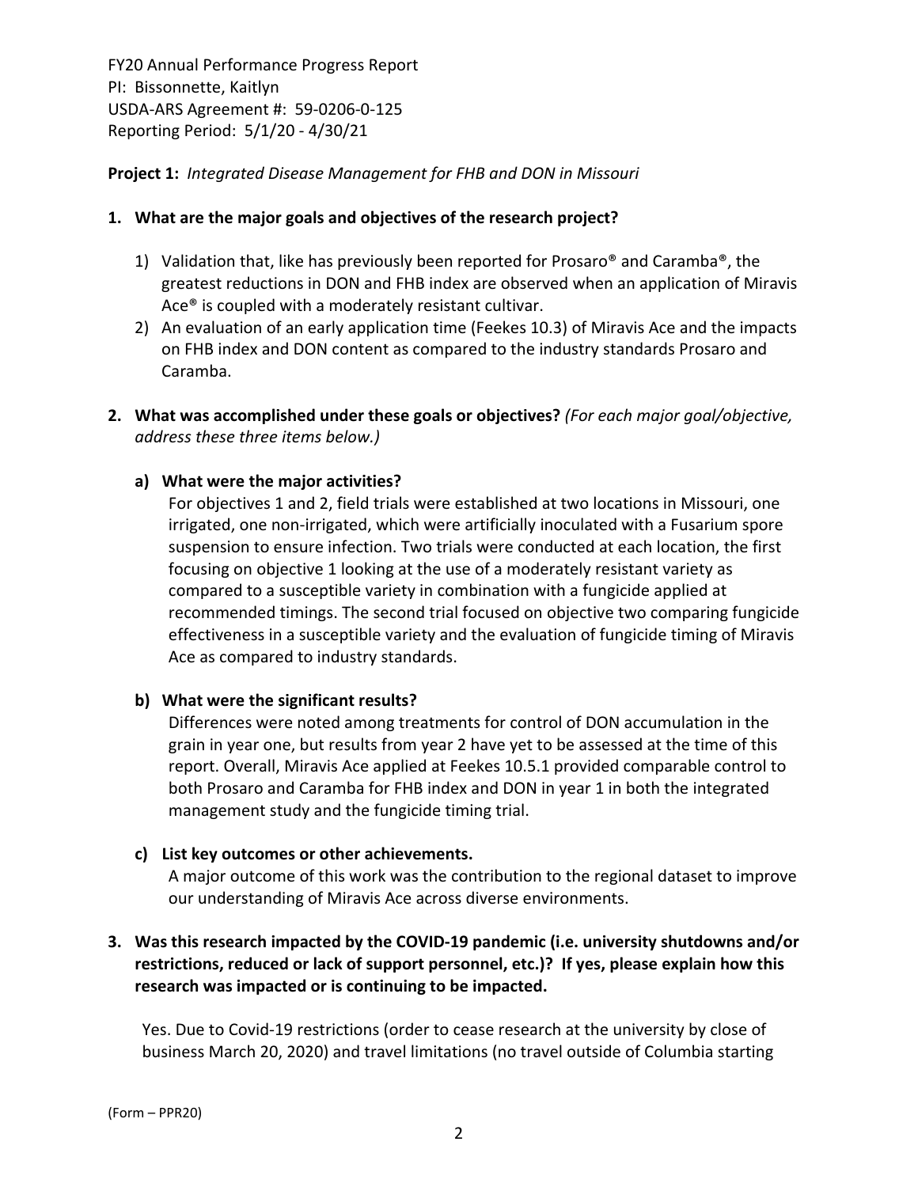FY20 Annual Performance Progress Report
PI: Bissonnette, Kaitlyn
USDA-ARS Agreement #: 59-0206-0-125
Reporting Period: 5/1/20 - 4/30/21

**Project 1:** *Integrated Disease Management for FHB and DON in Missouri*

**1. What are the major goals and objectives of the research project?**

1) Validation that, like has previously been reported for Prosaro® and Caramba®, the greatest reductions in DON and FHB index are observed when an application of Miravis Ace® is coupled with a moderately resistant cultivar.
2) An evaluation of an early application time (Feekes 10.3) of Miravis Ace and the impacts on FHB index and DON content as compared to the industry standards Prosaro and Caramba.

**2. What was accomplished under these goals or objectives?** *(For each major goal/objective, address these three items below.)*

**a) What were the major activities?**

For objectives 1 and 2, field trials were established at two locations in Missouri, one irrigated, one non-irrigated, which were artificially inoculated with a Fusarium spore suspension to ensure infection. Two trials were conducted at each location, the first focusing on objective 1 looking at the use of a moderately resistant variety as compared to a susceptible variety in combination with a fungicide applied at recommended timings. The second trial focused on objective two comparing fungicide effectiveness in a susceptible variety and the evaluation of fungicide timing of Miravis Ace as compared to industry standards.

**b) What were the significant results?**

Differences were noted among treatments for control of DON accumulation in the grain in year one, but results from year 2 have yet to be assessed at the time of this report. Overall, Miravis Ace applied at Feekes 10.5.1 provided comparable control to both Prosaro and Caramba for FHB index and DON in year 1 in both the integrated management study and the fungicide timing trial.

**c) List key outcomes or other achievements.**

A major outcome of this work was the contribution to the regional dataset to improve our understanding of Miravis Ace across diverse environments.

**3. Was this research impacted by the COVID-19 pandemic (i.e. university shutdowns and/or restrictions, reduced or lack of support personnel, etc.)? If yes, please explain how this research was impacted or is continuing to be impacted.**

Yes. Due to Covid-19 restrictions (order to cease research at the university by close of business March 20, 2020) and travel limitations (no travel outside of Columbia starting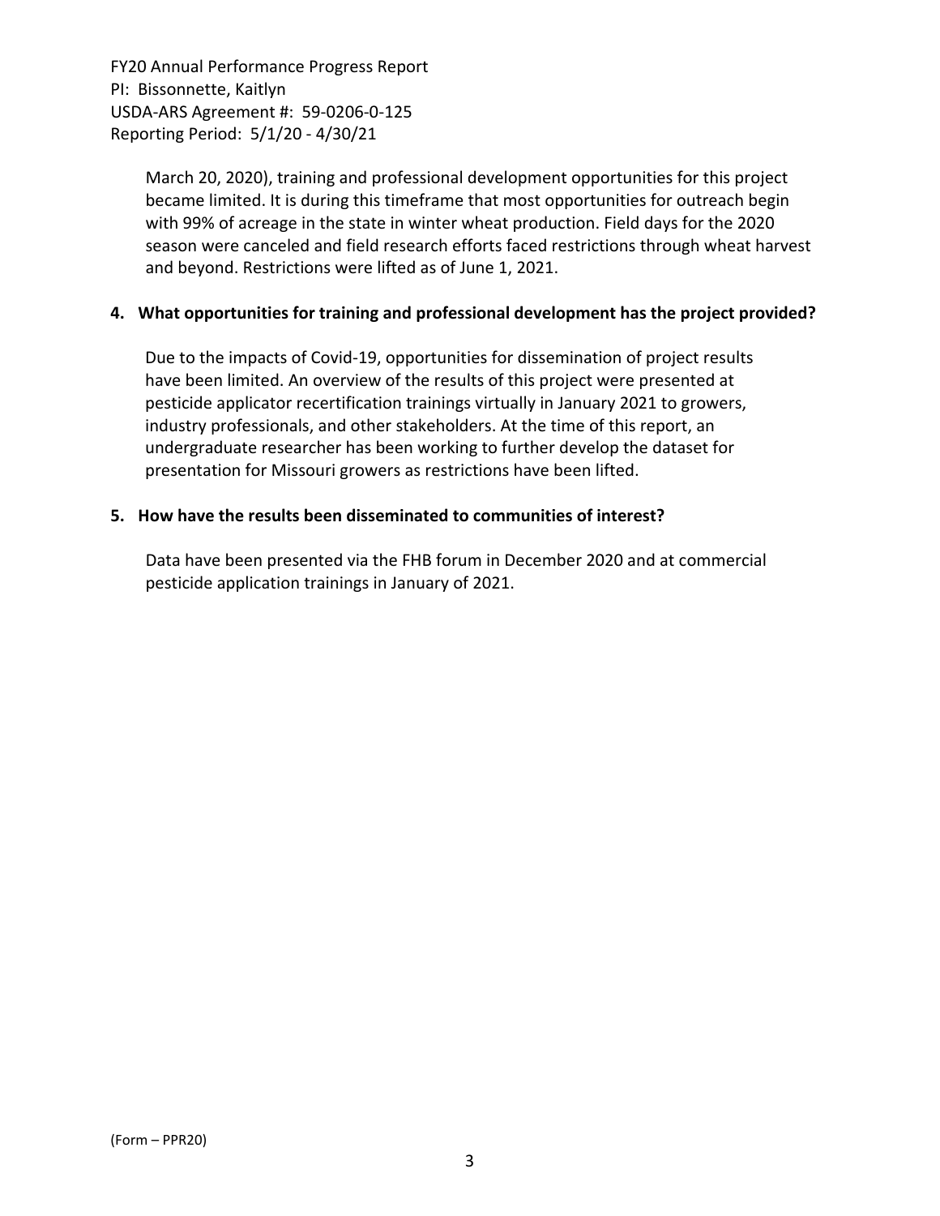March 20, 2020), training and professional development opportunities for this project became limited. It is during this timeframe that most opportunities for outreach begin with 99% of acreage in the state in winter wheat production. Field days for the 2020 season were canceled and field research efforts faced restrictions through wheat harvest and beyond. Restrictions were lifted as of June 1, 2021.

**4. What opportunities for training and professional development has the project provided?**

Due to the impacts of Covid-19, opportunities for dissemination of project results have been limited. An overview of the results of this project were presented at pesticide applicator recertification trainings virtually in January 2021 to growers, industry professionals, and other stakeholders. At the time of this report, an undergraduate researcher has been working to further develop the dataset for presentation for Missouri growers as restrictions have been lifted.

**5. How have the results been disseminated to communities of interest?**

Data have been presented via the FHB forum in December 2020 and at commercial pesticide application trainings in January of 2021.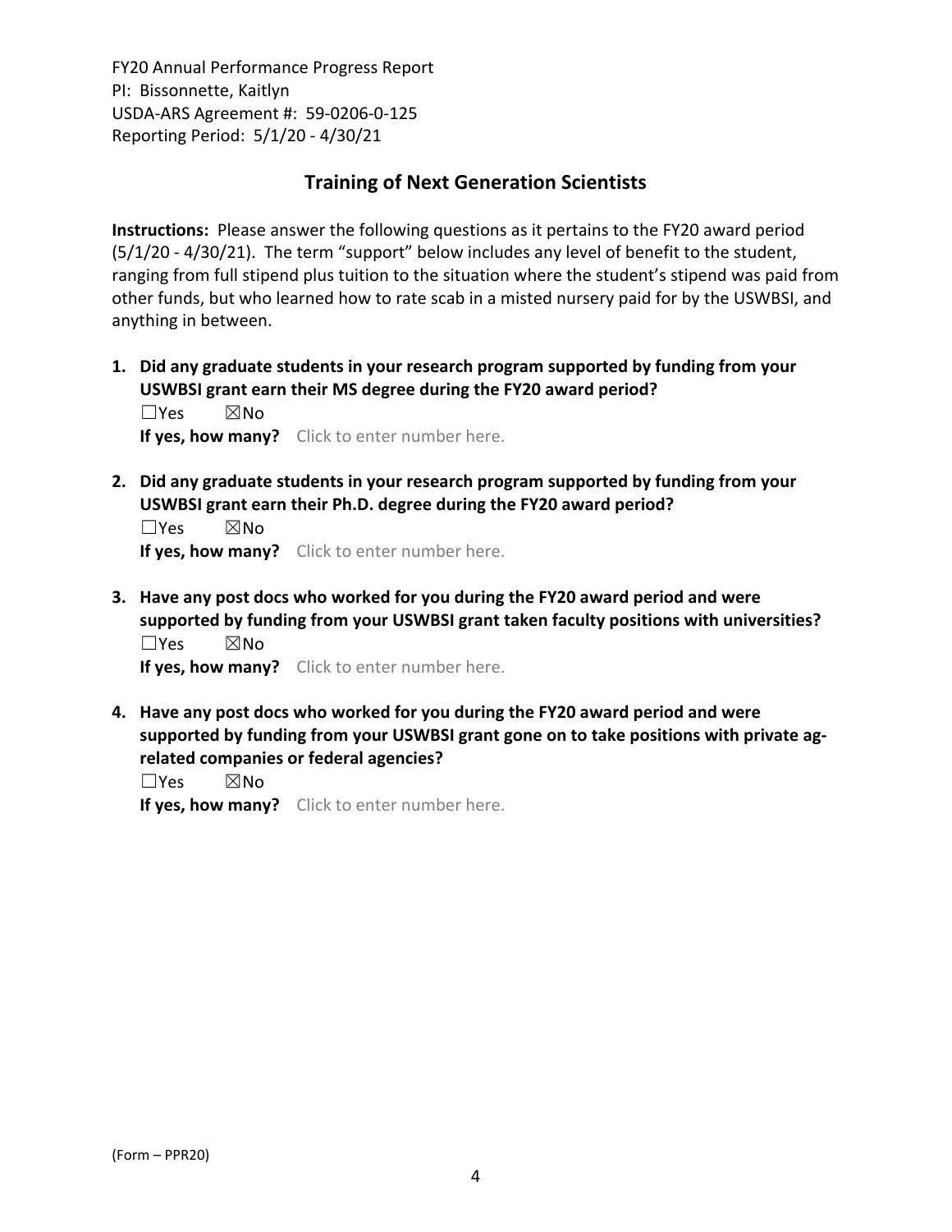## Training of Next Generation Scientists

**Instructions:** Please answer the following questions as it pertains to the FY20 award period (5/1/20 - 4/30/21). The term "support" below includes any level of benefit to the student, ranging from full stipend plus tuition to the situation where the student's stipend was paid from other funds, but who learned how to rate scab in a misted nursery paid for by the USWBSI, and anything in between.

1. **Did any graduate students in your research program supported by funding from your USWBSI grant earn their MS degree during the FY20 award period?**
   ☐Yes ☒No
   **If yes, how many?** Click to enter number here.

2. **Did any graduate students in your research program supported by funding from your USWBSI grant earn their Ph.D. degree during the FY20 award period?**
   ☐Yes ☒No
   **If yes, how many?** Click to enter number here.

3. **Have any post docs who worked for you during the FY20 award period and were supported by funding from your USWBSI grant taken faculty positions with universities?**
   ☐Yes ☒No
   **If yes, how many?** Click to enter number here.

4. **Have any post docs who worked for you during the FY20 award period and were supported by funding from your USWBSI grant gone on to take positions with private ag-related companies or federal agencies?**
   ☐Yes ☒No
   **If yes, how many?** Click to enter number here.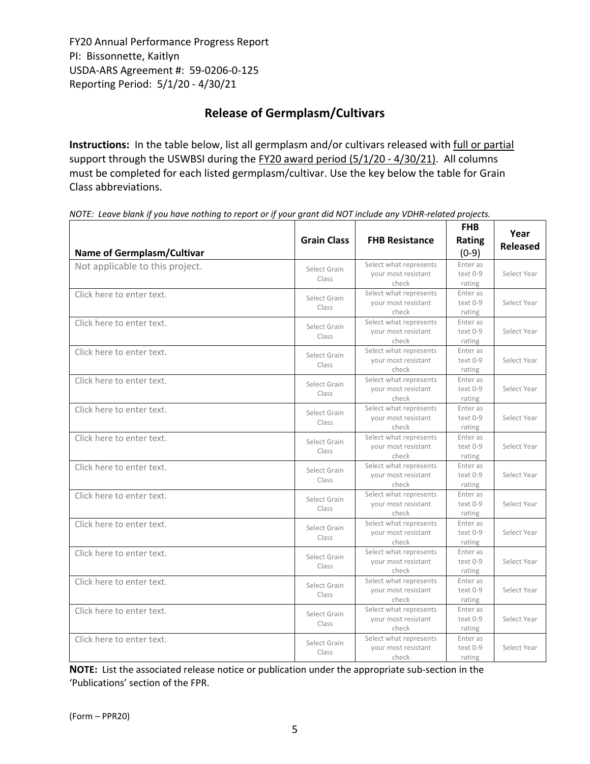FY20 Annual Performance Progress Report
PI: Bissonnette, Kaitlyn
USDA-ARS Agreement #: 59-0206-0-125
Reporting Period: 5/1/20 - 4/30/21

## Release of Germplasm/Cultivars

**Instructions:** In the table below, list all germplasm and/or cultivars released with full or partial support through the USWBSI during the FY20 award period (5/1/20 - 4/30/21). All columns must be completed for each listed germplasm/cultivar. Use the key below the table for Grain Class abbreviations.

*NOTE: Leave blank if you have nothing to report or if your grant did NOT include any VDHR-related projects.*

| Name of Germplasm/Cultivar | Grain Class | FHB Resistance | FHB Rating (0-9) | Year Released |
|---|---|---|---|---|
| Not applicable to this project. | Select Grain Class | Select what represents your most resistant check | Enter as text 0-9 rating | Select Year |
| Click here to enter text. | Select Grain Class | Select what represents your most resistant check | Enter as text 0-9 rating | Select Year |
| Click here to enter text. | Select Grain Class | Select what represents your most resistant check | Enter as text 0-9 rating | Select Year |
| Click here to enter text. | Select Grain Class | Select what represents your most resistant check | Enter as text 0-9 rating | Select Year |
| Click here to enter text. | Select Grain Class | Select what represents your most resistant check | Enter as text 0-9 rating | Select Year |
| Click here to enter text. | Select Grain Class | Select what represents your most resistant check | Enter as text 0-9 rating | Select Year |
| Click here to enter text. | Select Grain Class | Select what represents your most resistant check | Enter as text 0-9 rating | Select Year |
| Click here to enter text. | Select Grain Class | Select what represents your most resistant check | Enter as text 0-9 rating | Select Year |
| Click here to enter text. | Select Grain Class | Select what represents your most resistant check | Enter as text 0-9 rating | Select Year |
| Click here to enter text. | Select Grain Class | Select what represents your most resistant check | Enter as text 0-9 rating | Select Year |
| Click here to enter text. | Select Grain Class | Select what represents your most resistant check | Enter as text 0-9 rating | Select Year |
| Click here to enter text. | Select Grain Class | Select what represents your most resistant check | Enter as text 0-9 rating | Select Year |
| Click here to enter text. | Select Grain Class | Select what represents your most resistant check | Enter as text 0-9 rating | Select Year |

**NOTE:** List the associated release notice or publication under the appropriate sub-section in the 'Publications' section of the FPR.

(Form – PPR20)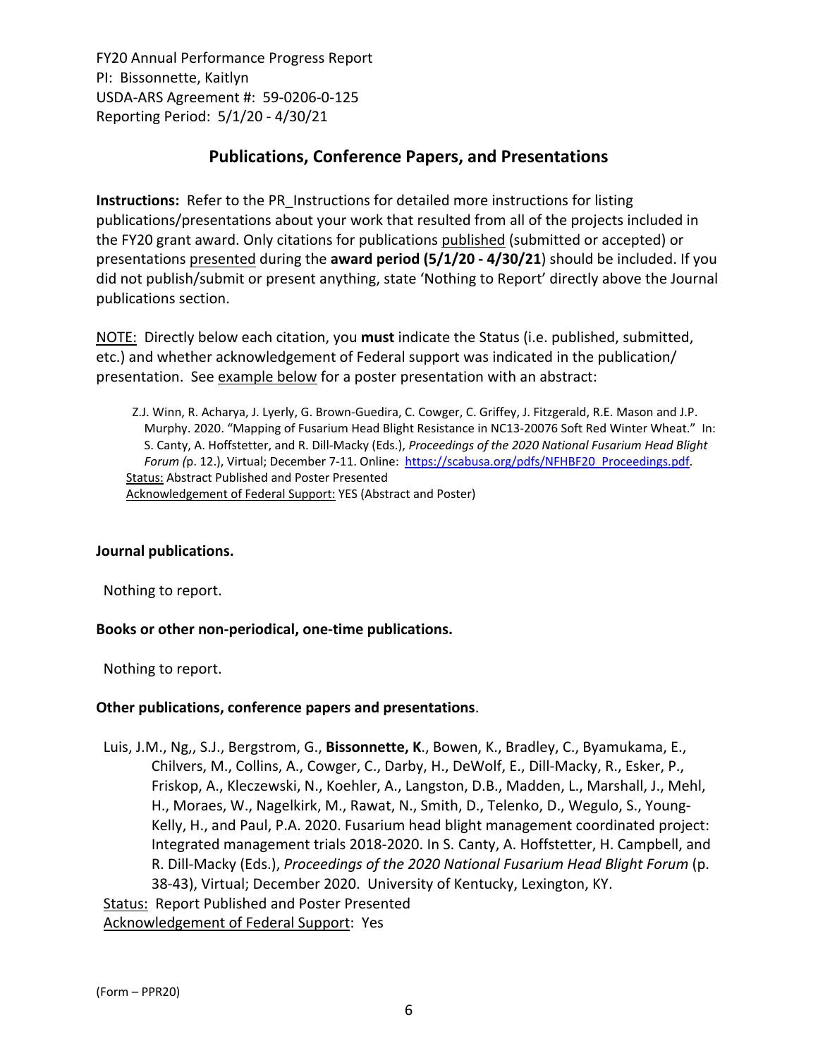FY20 Annual Performance Progress Report
PI: Bissonnette, Kaitlyn
USDA-ARS Agreement #: 59-0206-0-125
Reporting Period: 5/1/20 - 4/30/21

## Publications, Conference Papers, and Presentations

**Instructions:** Refer to the PR_Instructions for detailed more instructions for listing publications/presentations about your work that resulted from all of the projects included in the FY20 grant award. Only citations for publications published (submitted or accepted) or presentations presented during the **award period (5/1/20 - 4/30/21)** should be included. If you did not publish/submit or present anything, state 'Nothing to Report' directly above the Journal publications section.

NOTE: Directly below each citation, you **must** indicate the Status (i.e. published, submitted, etc.) and whether acknowledgement of Federal support was indicated in the publication/ presentation. See example below for a poster presentation with an abstract:

> Z.J. Winn, R. Acharya, J. Lyerly, G. Brown-Guedira, C. Cowger, C. Griffey, J. Fitzgerald, R.E. Mason and J.P. Murphy. 2020. "Mapping of Fusarium Head Blight Resistance in NC13-20076 Soft Red Winter Wheat." In: S. Canty, A. Hoffstetter, and R. Dill-Macky (Eds.), *Proceedings of the 2020 National Fusarium Head Blight Forum (*p. 12.), Virtual; December 7-11. Online: https://scabusa.org/pdfs/NFHBF20_Proceedings.pdf.
> Status: Abstract Published and Poster Presented
> Acknowledgement of Federal Support: YES (Abstract and Poster)

**Journal publications.**

Nothing to report.

**Books or other non-periodical, one-time publications.**

Nothing to report.

**Other publications, conference papers and presentations**.

Luis, J.M., Ng,, S.J., Bergstrom, G., **Bissonnette, K**., Bowen, K., Bradley, C., Byamukama, E., Chilvers, M., Collins, A., Cowger, C., Darby, H., DeWolf, E., Dill-Macky, R., Esker, P., Friskop, A., Kleczewski, N., Koehler, A., Langston, D.B., Madden, L., Marshall, J., Mehl, H., Moraes, W., Nagelkirk, M., Rawat, N., Smith, D., Telenko, D., Wegulo, S., Young-Kelly, H., and Paul, P.A. 2020. Fusarium head blight management coordinated project: Integrated management trials 2018-2020. In S. Canty, A. Hoffstetter, H. Campbell, and R. Dill-Macky (Eds.), *Proceedings of the 2020 National Fusarium Head Blight Forum* (p. 38-43), Virtual; December 2020. University of Kentucky, Lexington, KY.
Status: Report Published and Poster Presented
Acknowledgement of Federal Support: Yes

(Form – PPR20)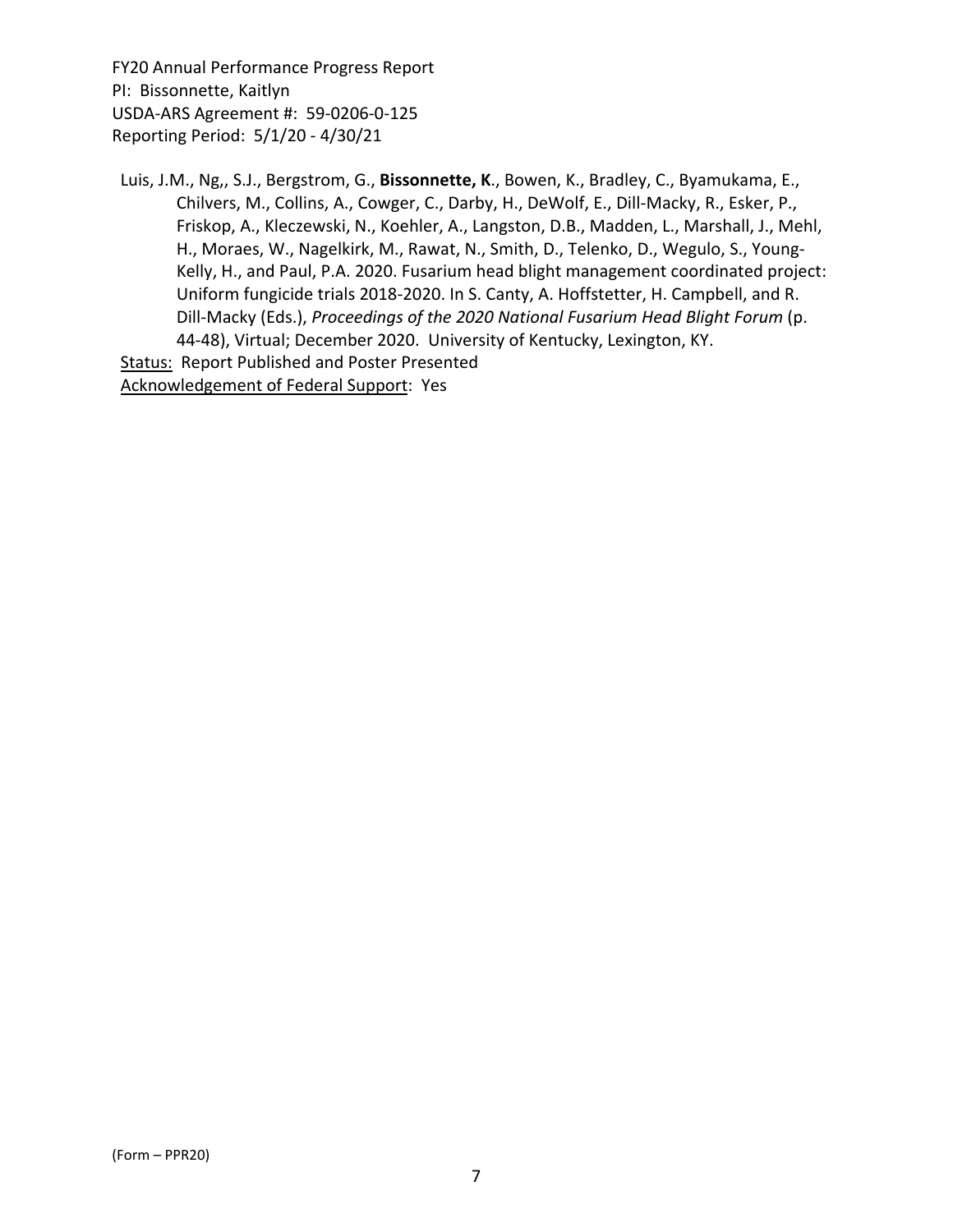Luis, J.M., Ng,, S.J., Bergstrom, G., **Bissonnette, K**., Bowen, K., Bradley, C., Byamukama, E., Chilvers, M., Collins, A., Cowger, C., Darby, H., DeWolf, E., Dill-Macky, R., Esker, P., Friskop, A., Kleczewski, N., Koehler, A., Langston, D.B., Madden, L., Marshall, J., Mehl, H., Moraes, W., Nagelkirk, M., Rawat, N., Smith, D., Telenko, D., Wegulo, S., Young-Kelly, H., and Paul, P.A. 2020. Fusarium head blight management coordinated project: Uniform fungicide trials 2018-2020. In S. Canty, A. Hoffstetter, H. Campbell, and R. Dill-Macky (Eds.), *Proceedings of the 2020 National Fusarium Head Blight Forum* (p. 44-48), Virtual; December 2020. University of Kentucky, Lexington, KY.

Status: Report Published and Poster Presented

Acknowledgement of Federal Support: Yes